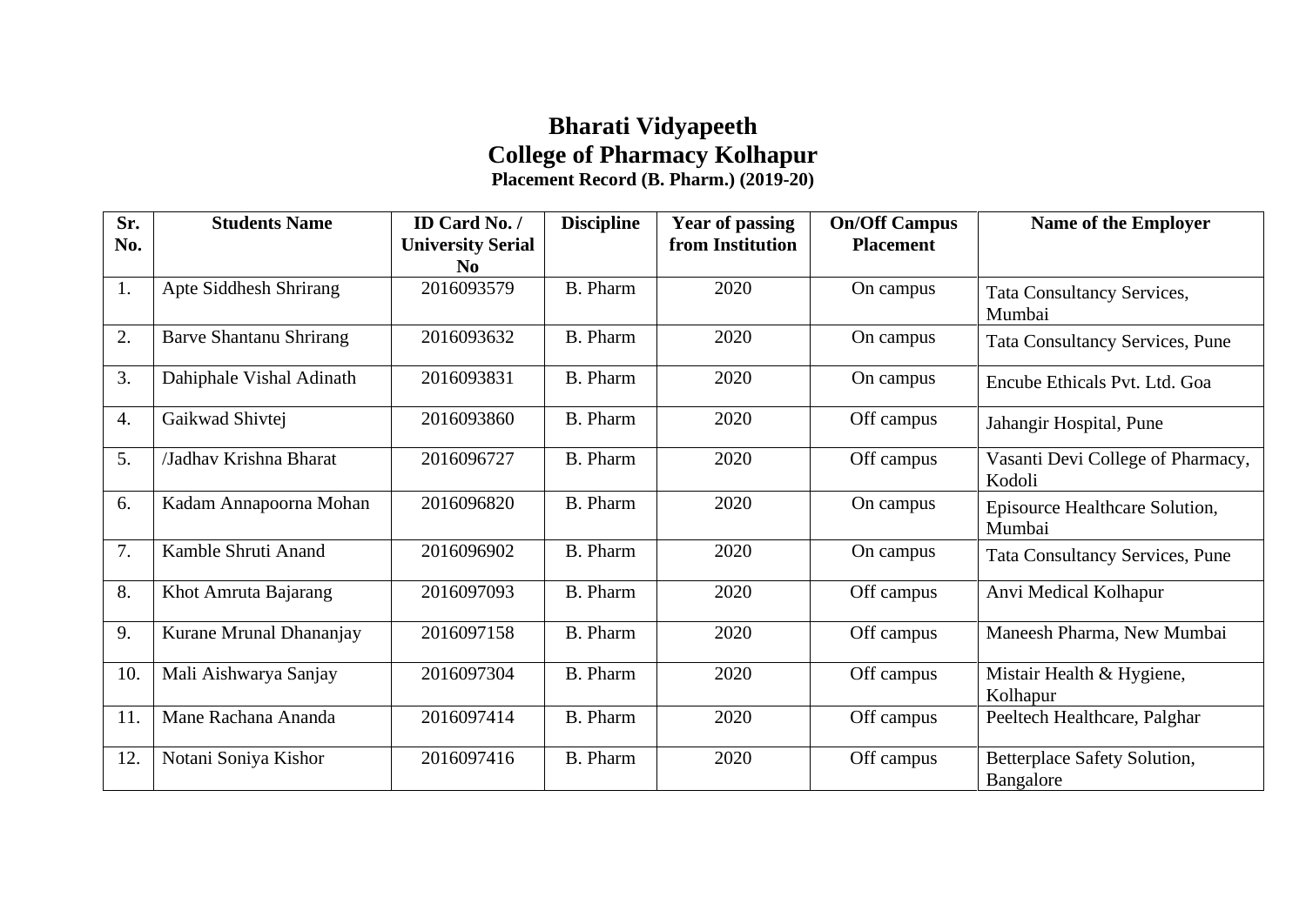# Bharati Vidyapeeth
# College of Pharmacy Kolhapur
### Placement Record (B. Pharm.) (2019-20)

| Sr. No. | Students Name | ID Card No. / University Serial No | Discipline | Year of passing from Institution | On/Off Campus Placement | Name of the Employer |
|---|---|---|---|---|---|---|
| 1. | Apte Siddhesh Shrirang | 2016093579 | B. Pharm | 2020 | On campus | Tata Consultancy Services, Mumbai |
| 2. | Barve Shantanu Shrirang | 2016093632 | B. Pharm | 2020 | On campus | Tata Consultancy Services, Pune |
| 3. | Dahiphale Vishal Adinath | 2016093831 | B. Pharm | 2020 | On campus | Encube Ethicals Pvt. Ltd. Goa |
| 4. | Gaikwad Shivtej | 2016093860 | B. Pharm | 2020 | Off campus | Jahangir Hospital, Pune |
| 5. | /Jadhav Krishna Bharat | 2016096727 | B. Pharm | 2020 | Off campus | Vasanti Devi College of Pharmacy, Kodoli |
| 6. | Kadam Annapoorna Mohan | 2016096820 | B. Pharm | 2020 | On campus | Episource Healthcare Solution, Mumbai |
| 7. | Kamble Shruti Anand | 2016096902 | B. Pharm | 2020 | On campus | Tata Consultancy Services, Pune |
| 8. | Khot Amruta Bajarang | 2016097093 | B. Pharm | 2020 | Off campus | Anvi Medical Kolhapur |
| 9. | Kurane Mrunal Dhananjay | 2016097158 | B. Pharm | 2020 | Off campus | Maneesh Pharma, New Mumbai |
| 10. | Mali Aishwarya Sanjay | 2016097304 | B. Pharm | 2020 | Off campus | Mistair Health & Hygiene, Kolhapur |
| 11. | Mane Rachana Ananda | 2016097414 | B. Pharm | 2020 | Off campus | Peeltech Healthcare, Palghar |
| 12. | Notani Soniya Kishor | 2016097416 | B. Pharm | 2020 | Off campus | Betterplace Safety Solution, Bangalore |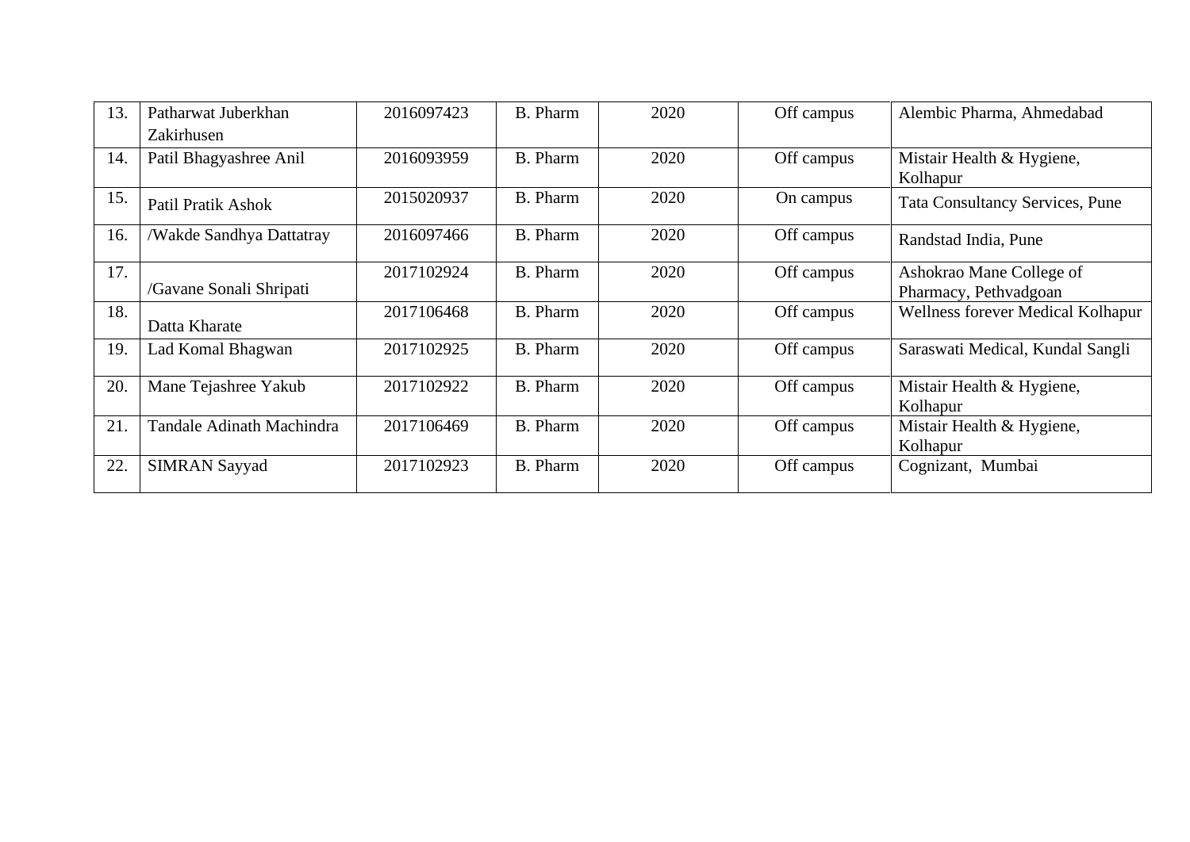| | | | | | | |
|---|---|---|---|---|---|---|
| 13. | Patharwat Juberkhan Zakirhusen | 2016097423 | B. Pharm | 2020 | Off campus | Alembic Pharma, Ahmedabad |
| 14. | Patil Bhagyashree Anil | 2016093959 | B. Pharm | 2020 | Off campus | Mistair Health & Hygiene, Kolhapur |
| 15. | Patil Pratik Ashok | 2015020937 | B. Pharm | 2020 | On campus | Tata Consultancy Services, Pune |
| 16. | /Wakde Sandhya Dattatray | 2016097466 | B. Pharm | 2020 | Off campus | Randstad India, Pune |
| 17. | /Gavane Sonali Shripati | 2017102924 | B. Pharm | 2020 | Off campus | Ashokrao Mane College of Pharmacy, Pethvadgoan |
| 18. | Datta Kharate | 2017106468 | B. Pharm | 2020 | Off campus | Wellness forever Medical Kolhapur |
| 19. | Lad Komal Bhagwan | 2017102925 | B. Pharm | 2020 | Off campus | Saraswati Medical, Kundal Sangli |
| 20. | Mane Tejashree Yakub | 2017102922 | B. Pharm | 2020 | Off campus | Mistair Health & Hygiene, Kolhapur |
| 21. | Tandale Adinath Machindra | 2017106469 | B. Pharm | 2020 | Off campus | Mistair Health & Hygiene, Kolhapur |
| 22. | SIMRAN Sayyad | 2017102923 | B. Pharm | 2020 | Off campus | Cognizant, Mumbai |